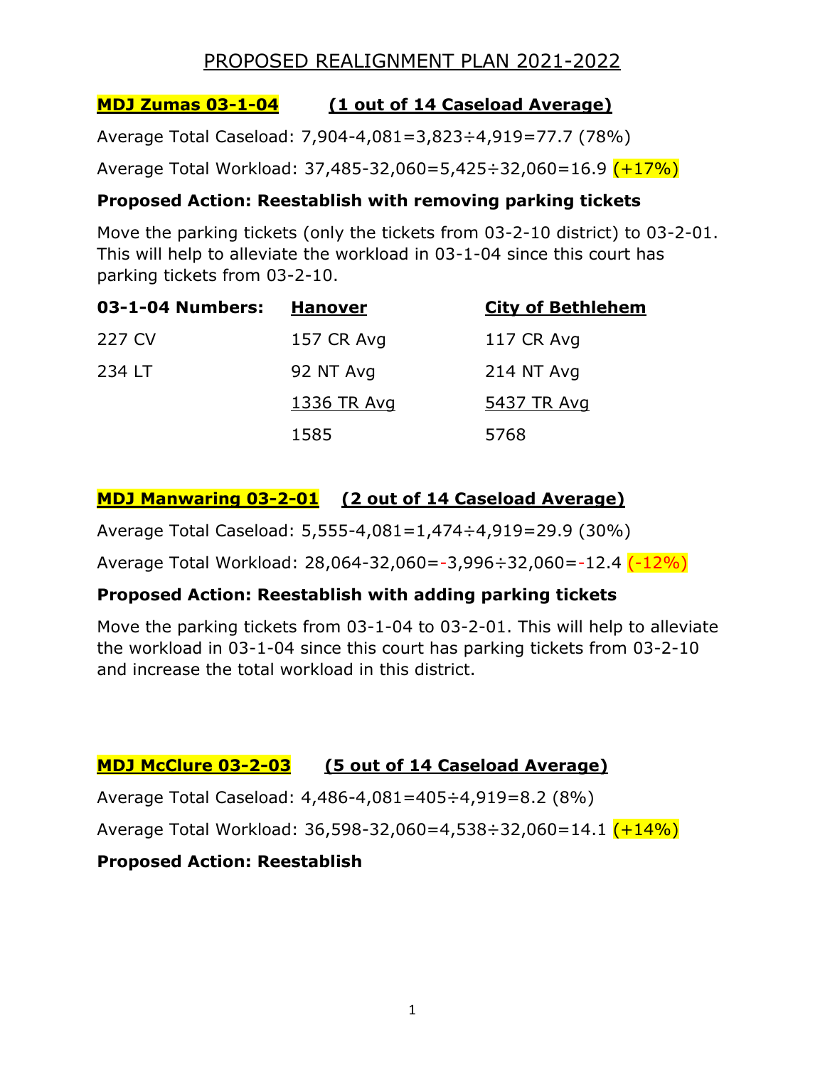# PROPOSED REALIGNMENT PLAN 2021-2022

## MDJ Zumas 03-1-04 (1 out of 14 Caseload Average)

Average Total Caseload: 7,904-4,081=3,823÷4,919=77.7 (78%)

Average Total Workload: 37,485-32,060=5,425÷32,060=16.9 (+17%)

**Proposed Action: Reestablish with removing parking tickets**

Move the parking tickets (only the tickets from 03-2-10 district) to 03-2-01. This will help to alleviate the workload in 03-1-04 since this court has parking tickets from 03-2-10.

| 03-1-04 Numbers: | Hanover | City of Bethlehem |
|---|---|---|
| 227 CV | 157 CR Avg | 117 CR Avg |
| 234 LT | 92 NT Avg | 214 NT Avg |
| | 1336 TR Avg | 5437 TR Avg |
| | 1585 | 5768 |

## MDJ Manwaring 03-2-01 (2 out of 14 Caseload Average)

Average Total Caseload: 5,555-4,081=1,474÷4,919=29.9 (30%)

Average Total Workload: 28,064-32,060=-3,996÷32,060=-12.4 (-12%)

**Proposed Action: Reestablish with adding parking tickets**

Move the parking tickets from 03-1-04 to 03-2-01. This will help to alleviate the workload in 03-1-04 since this court has parking tickets from 03-2-10 and increase the total workload in this district.

## MDJ McClure 03-2-03 (5 out of 14 Caseload Average)

Average Total Caseload: 4,486-4,081=405÷4,919=8.2 (8%)

Average Total Workload: 36,598-32,060=4,538÷32,060=14.1 (+14%)

**Proposed Action: Reestablish**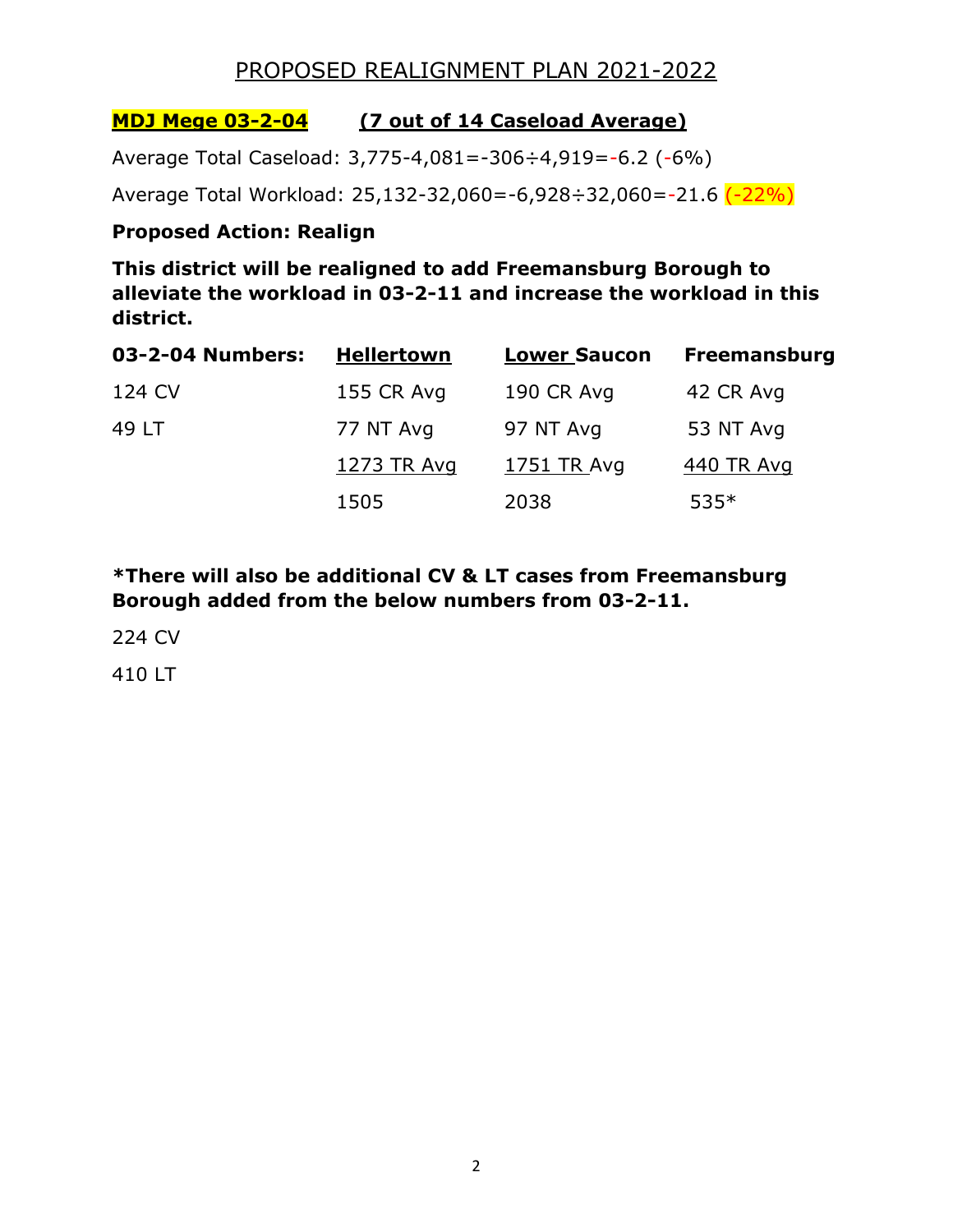## PROPOSED REALIGNMENT PLAN 2021-2022

**MDJ Mege 03-2-04** **(7 out of 14 Caseload Average)**

Average Total Caseload: 3,775-4,081=-306÷4,919=-6.2 (-6%)

Average Total Workload: 25,132-32,060=-6,928÷32,060=-21.6 (-22%)

**Proposed Action: Realign**

**This district will be realigned to add Freemansburg Borough to alleviate the workload in 03-2-11 and increase the workload in this district.**

| 03-2-04 Numbers: | Hellertown | Lower Saucon | Freemansburg |
|---|---|---|---|
| 124 CV | 155 CR Avg | 190 CR Avg | 42 CR Avg |
| 49 LT | 77 NT Avg | 97 NT Avg | 53 NT Avg |
| | 1273 TR Avg | 1751 TR Avg | 440 TR Avg |
| | 1505 | 2038 | 535* |

**\*There will also be additional CV & LT cases from Freemansburg Borough added from the below numbers from 03-2-11.**

224 CV

410 LT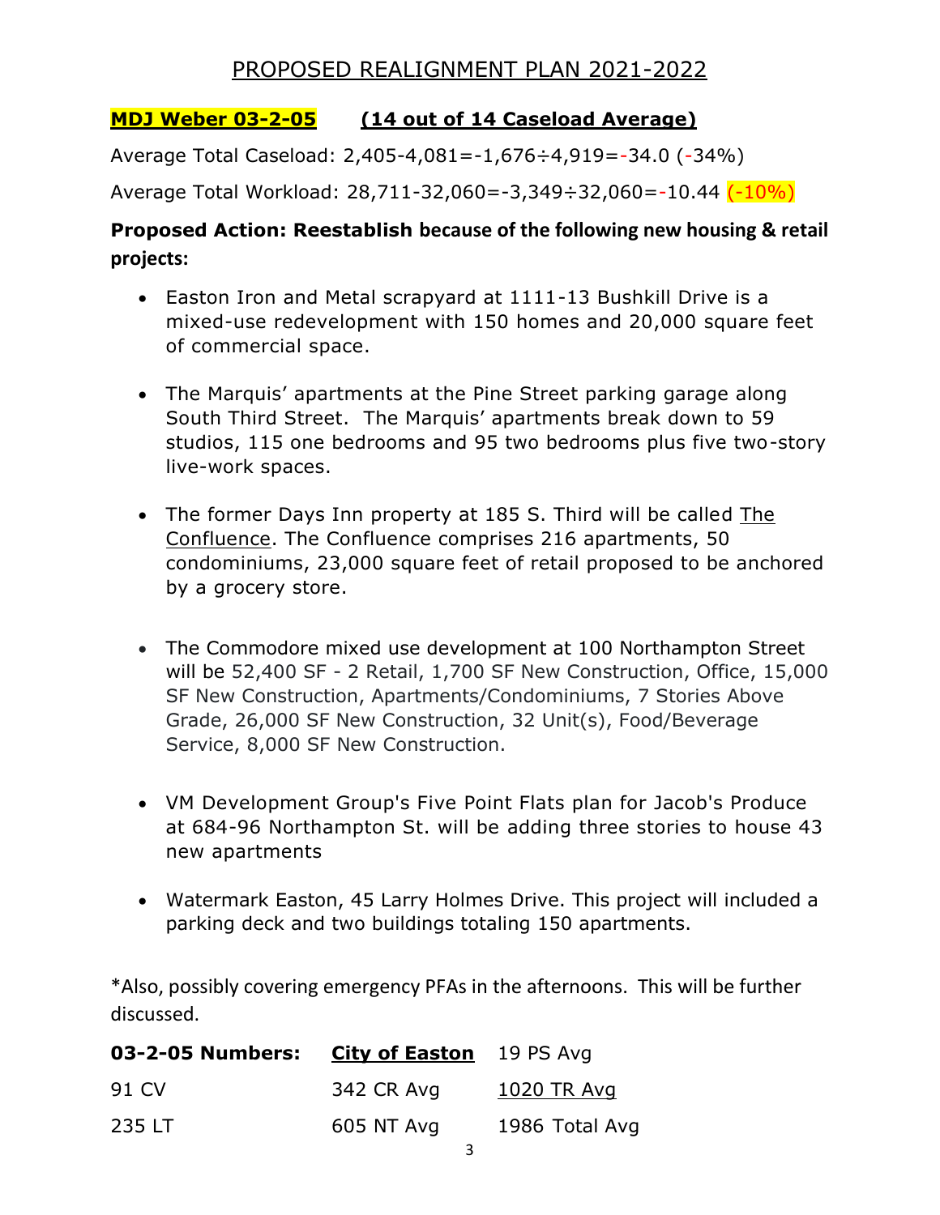# PROPOSED REALIGNMENT PLAN 2021-2022

**MDJ Weber 03-2-05** **(14 out of 14 Caseload Average)**

Average Total Caseload: 2,405-4,081=-1,676÷4,919=-34.0 (-34%)

Average Total Workload: 28,711-32,060=-3,349÷32,060=-10.44 (-10%)

**Proposed Action: Reestablish because of the following new housing & retail projects:**

- Easton Iron and Metal scrapyard at 1111-13 Bushkill Drive is a mixed-use redevelopment with 150 homes and 20,000 square feet of commercial space.

- The Marquis' apartments at the Pine Street parking garage along South Third Street. The Marquis' apartments break down to 59 studios, 115 one bedrooms and 95 two bedrooms plus five two-story live-work spaces.

- The former Days Inn property at 185 S. Third will be called The Confluence. The Confluence comprises 216 apartments, 50 condominiums, 23,000 square feet of retail proposed to be anchored by a grocery store.

- The Commodore mixed use development at 100 Northampton Street will be 52,400 SF - 2 Retail, 1,700 SF New Construction, Office, 15,000 SF New Construction, Apartments/Condominiums, 7 Stories Above Grade, 26,000 SF New Construction, 32 Unit(s), Food/Beverage Service, 8,000 SF New Construction.

- VM Development Group's Five Point Flats plan for Jacob's Produce at 684-96 Northampton St. will be adding three stories to house 43 new apartments

- Watermark Easton, 45 Larry Holmes Drive. This project will included a parking deck and two buildings totaling 150 apartments.

*Also, possibly covering emergency PFAs in the afternoons. This will be further discussed.

| **03-2-05 Numbers:** | City of Easton | 19 PS Avg |
|---|---|---|
| 91 CV | 342 CR Avg | 1020 TR Avg |
| 235 LT | 605 NT Avg | 1986 Total Avg |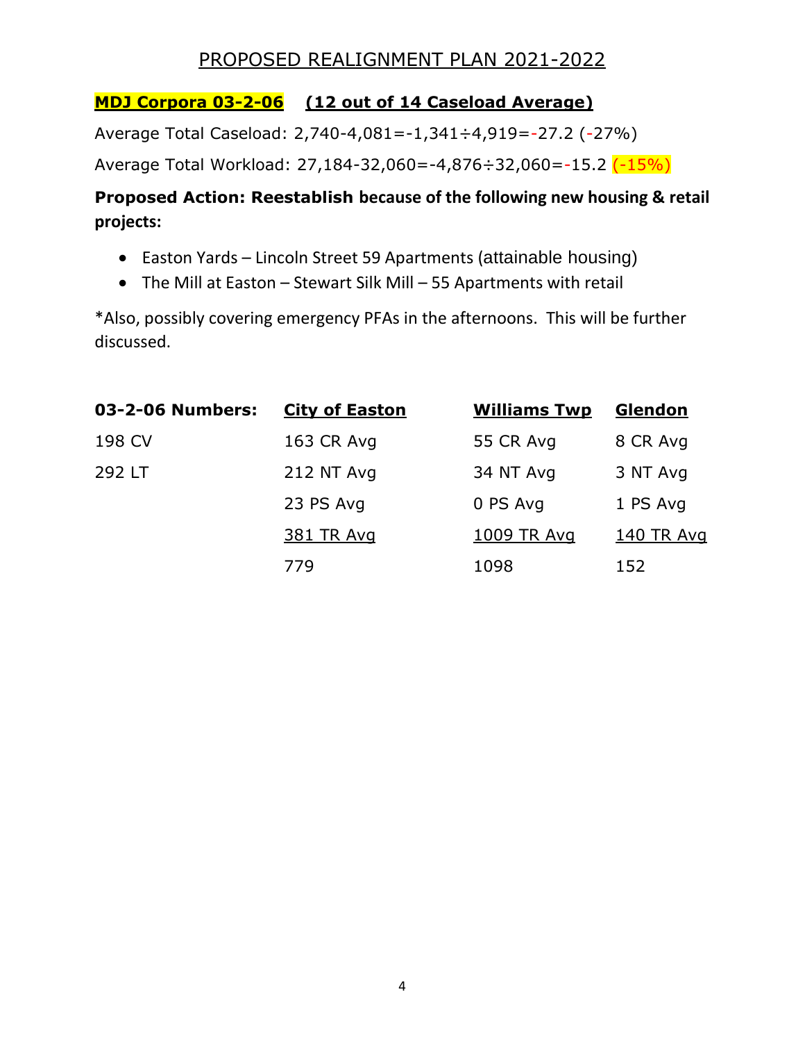# PROPOSED REALIGNMENT PLAN 2021-2022

**MDJ Corpora 03-2-06** **(12 out of 14 Caseload Average)**

Average Total Caseload: 2,740-4,081=-1,341÷4,919=-27.2 (-27%)

Average Total Workload: 27,184-32,060=-4,876÷32,060=-15.2 (-15%)

**Proposed Action: Reestablish because of the following new housing & retail projects:**

- Easton Yards – Lincoln Street 59 Apartments (attainable housing)
- The Mill at Easton – Stewart Silk Mill – 55 Apartments with retail

*Also, possibly covering emergency PFAs in the afternoons. This will be further discussed.

| 03-2-06 Numbers: | City of Easton | Williams Twp | Glendon |
|---|---|---|---|
| 198 CV | 163 CR Avg | 55 CR Avg | 8 CR Avg |
| 292 LT | 212 NT Avg | 34 NT Avg | 3 NT Avg |
| | 23 PS Avg | 0 PS Avg | 1 PS Avg |
| | 381 TR Avg | 1009 TR Avg | 140 TR Avg |
| | 779 | 1098 | 152 |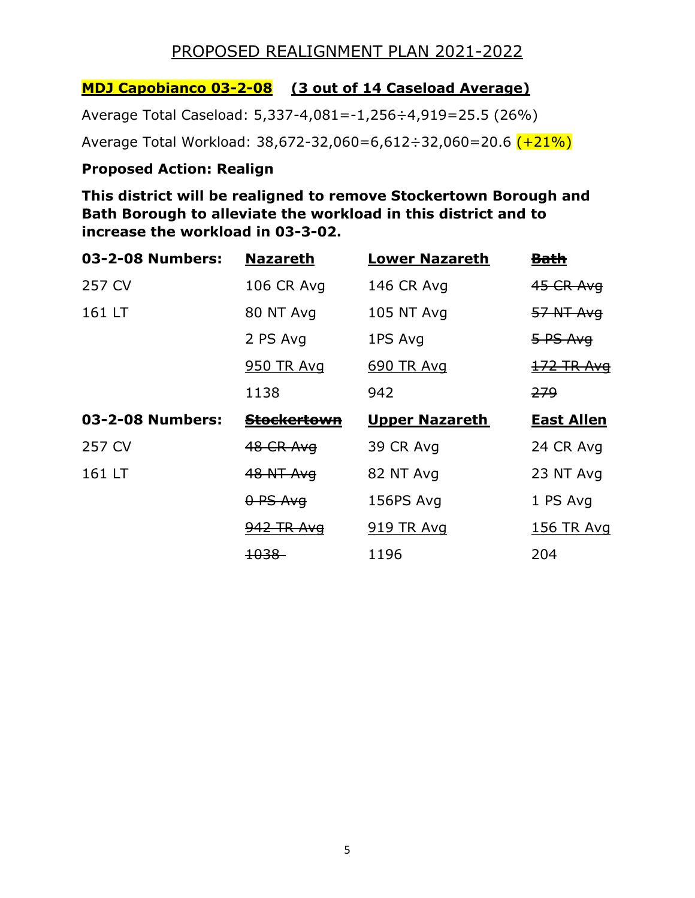# PROPOSED REALIGNMENT PLAN 2021-2022

**MDJ Capobianco 03-2-08** **(3 out of 14 Caseload Average)**

Average Total Caseload: 5,337-4,081=-1,256÷4,919=25.5 (26%)

Average Total Workload: 38,672-32,060=6,612÷32,060=20.6 (+21%)

**Proposed Action: Realign**

**This district will be realigned to remove Stockertown Borough and Bath Borough to alleviate the workload in this district and to increase the workload in 03-3-02.**

| **03-2-08 Numbers:** | **Nazareth** | **Lower Nazareth** | ~~**Bath**~~ |
|---|---|---|---|
| 257 CV | 106 CR Avg | 146 CR Avg | ~~45 CR Avg~~ |
| 161 LT | 80 NT Avg | 105 NT Avg | ~~57 NT Avg~~ |
| | 2 PS Avg | 1PS Avg | ~~5 PS Avg~~ |
| | 950 TR Avg | 690 TR Avg | ~~172 TR Avg~~ |
| | 1138 | 942 | ~~279~~ |
| **03-2-08 Numbers:** | ~~**Stockertown**~~ | **Upper Nazareth** | **East Allen** |
| 257 CV | ~~48 CR Avg~~ | 39 CR Avg | 24 CR Avg |
| 161 LT | ~~48 NT Avg~~ | 82 NT Avg | 23 NT Avg |
| | ~~0 PS Avg~~ | 156PS Avg | 1 PS Avg |
| | ~~942 TR Avg~~ | 919 TR Avg | 156 TR Avg |
| | ~~1038~~ | 1196 | 204 |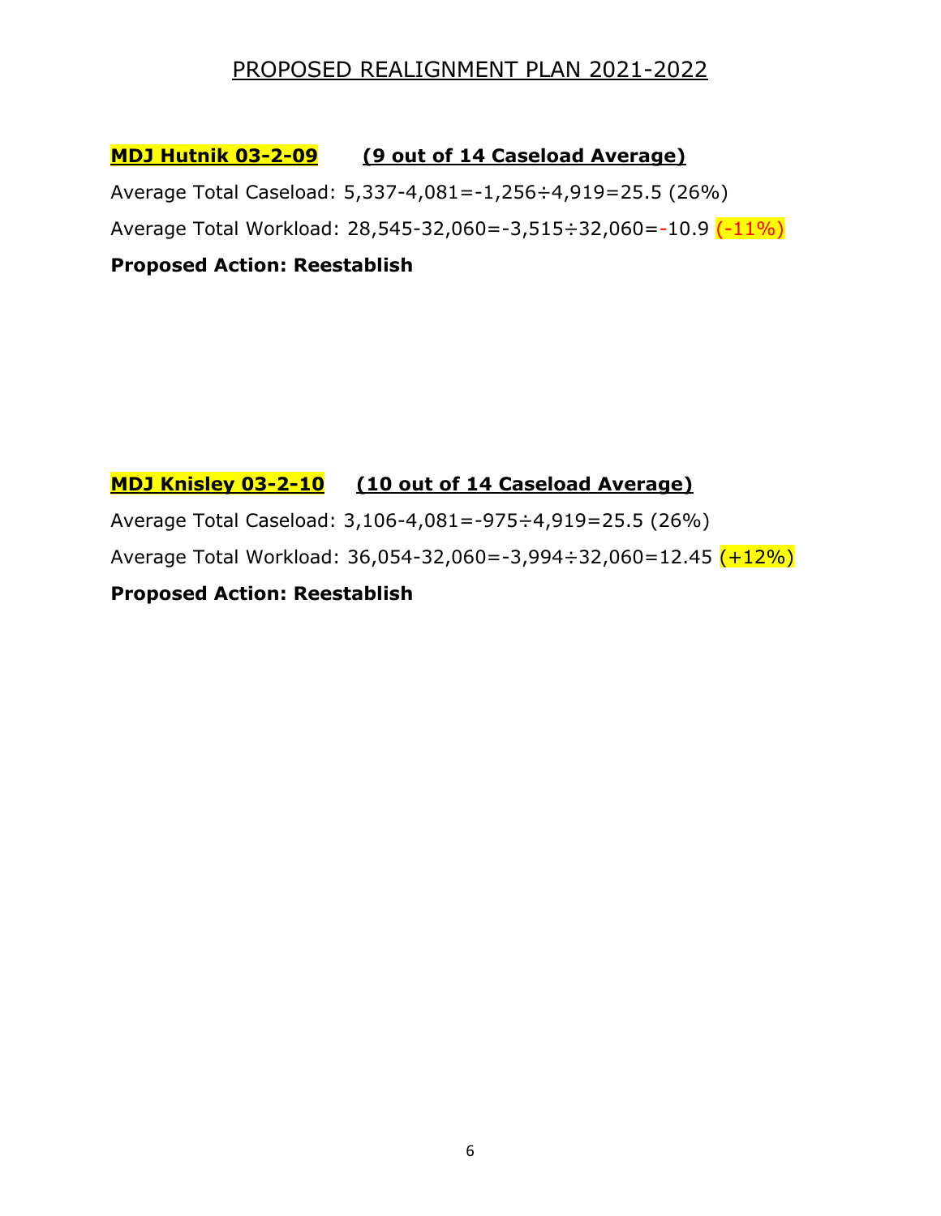## PROPOSED REALIGNMENT PLAN 2021-2022

**MDJ Hutnik 03-2-09 (9 out of 14 Caseload Average)**

Average Total Caseload: 5,337-4,081=-1,256÷4,919=25.5 (26%)

Average Total Workload: 28,545-32,060=-3,515÷32,060=-10.9 (-11%)

**Proposed Action: Reestablish**

**MDJ Knisley 03-2-10 (10 out of 14 Caseload Average)**

Average Total Caseload: 3,106-4,081=-975÷4,919=25.5 (26%)

Average Total Workload: 36,054-32,060=-3,994÷32,060=12.45 (+12%)

**Proposed Action: Reestablish**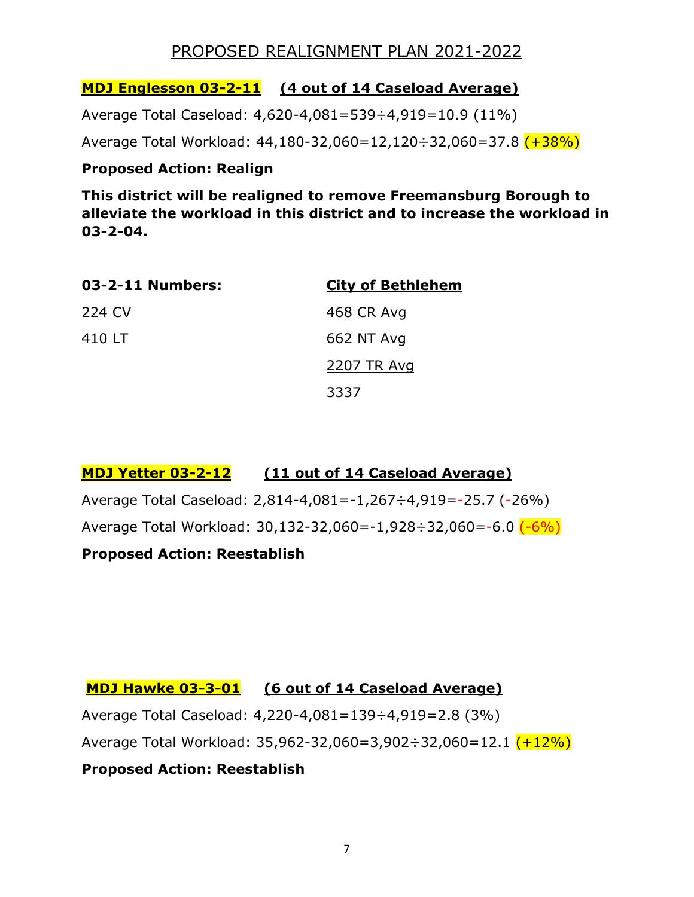## PROPOSED REALIGNMENT PLAN 2021-2022

**MDJ Englesson 03-2-11** **(4 out of 14 Caseload Average)**

Average Total Caseload: 4,620-4,081=539÷4,919=10.9 (11%)

Average Total Workload: 44,180-32,060=12,120÷32,060=37.8 (+38%)

**Proposed Action: Realign**

**This district will be realigned to remove Freemansburg Borough to alleviate the workload in this district and to increase the workload in 03-2-04.**

| 03-2-11 Numbers: | City of Bethlehem |
|---|---|
| 224 CV | 468 CR Avg |
| 410 LT | 662 NT Avg |
| | 2207 TR Avg |
| | 3337 |

**MDJ Yetter 03-2-12** **(11 out of 14 Caseload Average)**

Average Total Caseload: 2,814-4,081=-1,267÷4,919=-25.7 (-26%)

Average Total Workload: 30,132-32,060=-1,928÷32,060=-6.0 (-6%)

**Proposed Action: Reestablish**

**MDJ Hawke 03-3-01** **(6 out of 14 Caseload Average)**

Average Total Caseload: 4,220-4,081=139÷4,919=2.8 (3%)

Average Total Workload: 35,962-32,060=3,902÷32,060=12.1 (+12%)

**Proposed Action: Reestablish**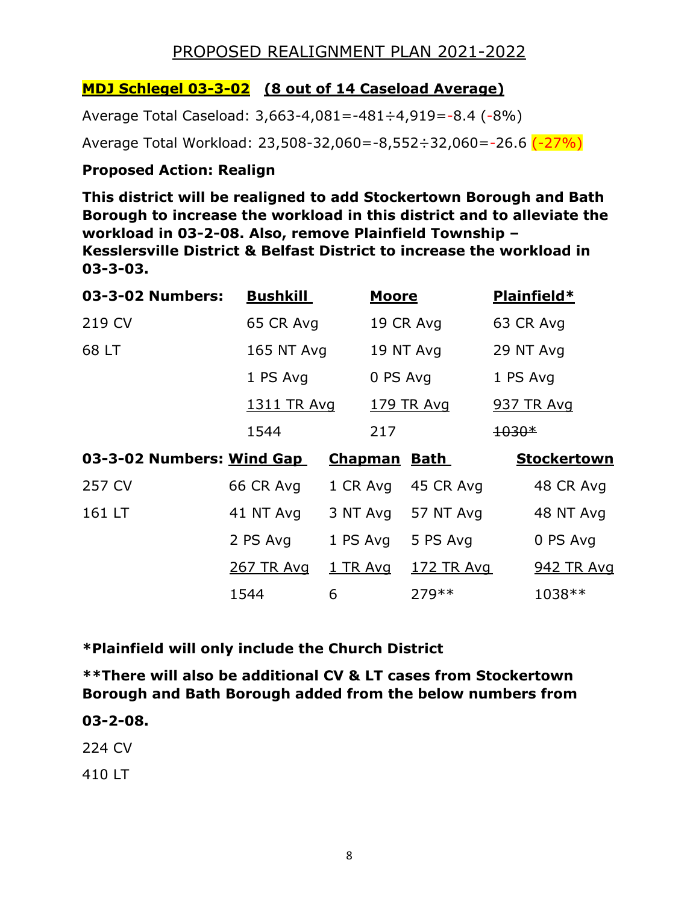# PROPOSED REALIGNMENT PLAN 2021-2022

**MDJ Schlegel 03-3-02 (8 out of 14 Caseload Average)**

Average Total Caseload: 3,663-4,081=-481÷4,919=-8.4 (-8%)

Average Total Workload: 23,508-32,060=-8,552÷32,060=-26.6 (-27%)

**Proposed Action: Realign**

**This district will be realigned to add Stockertown Borough and Bath Borough to increase the workload in this district and to alleviate the workload in 03-2-08. Also, remove Plainfield Township – Kesslersville District & Belfast District to increase the workload in 03-3-03.**

| 03-3-02 Numbers: | Bushkill | Moore | Plainfield* |
|---|---|---|---|
| 219 CV | 65 CR Avg | 19 CR Avg | 63 CR Avg |
| 68 LT | 165 NT Avg | 19 NT Avg | 29 NT Avg |
| | 1 PS Avg | 0 PS Avg | 1 PS Avg |
| | 1311 TR Avg | 179 TR Avg | 937 TR Avg |
| | 1544 | 217 | ~~1030*~~ |

| 03-3-02 Numbers: | Wind Gap | Chapman | Bath | Stockertown |
|---|---|---|---|---|
| 257 CV | 66 CR Avg | 1 CR Avg | 45 CR Avg | 48 CR Avg |
| 161 LT | 41 NT Avg | 3 NT Avg | 57 NT Avg | 48 NT Avg |
| | 2 PS Avg | 1 PS Avg | 5 PS Avg | 0 PS Avg |
| | 267 TR Avg | 1 TR Avg | 172 TR Avg | 942 TR Avg |
| | 1544 | 6 | 279** | 1038** |

**\*Plainfield will only include the Church District**

**\*\*There will also be additional CV & LT cases from Stockertown Borough and Bath Borough added from the below numbers from**

**03-2-08.**

224 CV

410 LT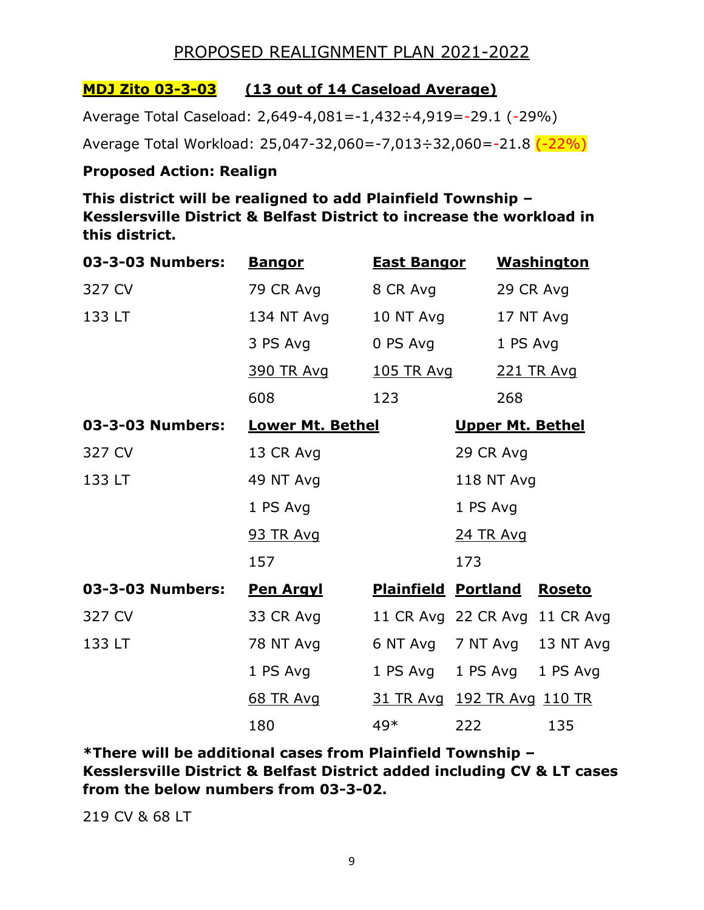# PROPOSED REALIGNMENT PLAN 2021-2022

**MDJ Zito 03-3-03** **(13 out of 14 Caseload Average)**

Average Total Caseload: 2,649-4,081=-1,432÷4,919=-29.1 (-29%)

Average Total Workload: 25,047-32,060=-7,013÷32,060=-21.8 (-22%)

**Proposed Action: Realign**

**This district will be realigned to add Plainfield Township – Kesslersville District & Belfast District to increase the workload in this district.**

| 03-3-03 Numbers: | Bangor | East Bangor | Washington |
|---|---|---|---|
| 327 CV | 79 CR Avg | 8 CR Avg | 29 CR Avg |
| 133 LT | 134 NT Avg | 10 NT Avg | 17 NT Avg |
| | 3 PS Avg | 0 PS Avg | 1 PS Avg |
| | 390 TR Avg | 105 TR Avg | 221 TR Avg |
| | 608 | 123 | 268 |

| 03-3-03 Numbers: | Lower Mt. Bethel | Upper Mt. Bethel |
|---|---|---|
| 327 CV | 13 CR Avg | 29 CR Avg |
| 133 LT | 49 NT Avg | 118 NT Avg |
| | 1 PS Avg | 1 PS Avg |
| | 93 TR Avg | 24 TR Avg |
| | 157 | 173 |

| 03-3-03 Numbers: | Pen Argyl | Plainfield | Portland | Roseto |
|---|---|---|---|---|
| 327 CV | 33 CR Avg | 11 CR Avg | 22 CR Avg | 11 CR Avg |
| 133 LT | 78 NT Avg | 6 NT Avg | 7 NT Avg | 13 NT Avg |
| | 1 PS Avg | 1 PS Avg | 1 PS Avg | 1 PS Avg |
| | 68 TR Avg | 31 TR Avg | 192 TR Avg | 110 TR |
| | 180 | 49* | 222 | 135 |

**\*There will be additional cases from Plainfield Township – Kesslersville District & Belfast District added including CV & LT cases from the below numbers from 03-3-02.**

219 CV & 68 LT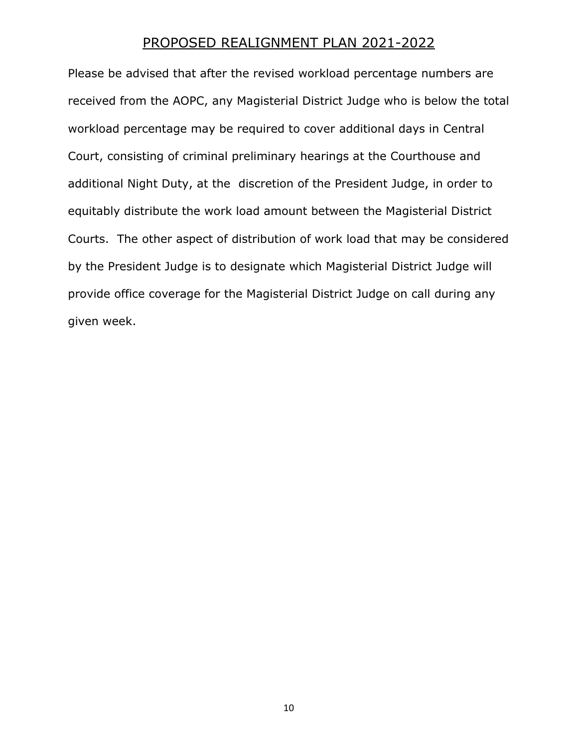# PROPOSED REALIGNMENT PLAN 2021-2022

Please be advised that after the revised workload percentage numbers are received from the AOPC, any Magisterial District Judge who is below the total workload percentage may be required to cover additional days in Central Court, consisting of criminal preliminary hearings at the Courthouse and additional Night Duty, at the discretion of the President Judge, in order to equitably distribute the work load amount between the Magisterial District Courts. The other aspect of distribution of work load that may be considered by the President Judge is to designate which Magisterial District Judge will provide office coverage for the Magisterial District Judge on call during any given week.